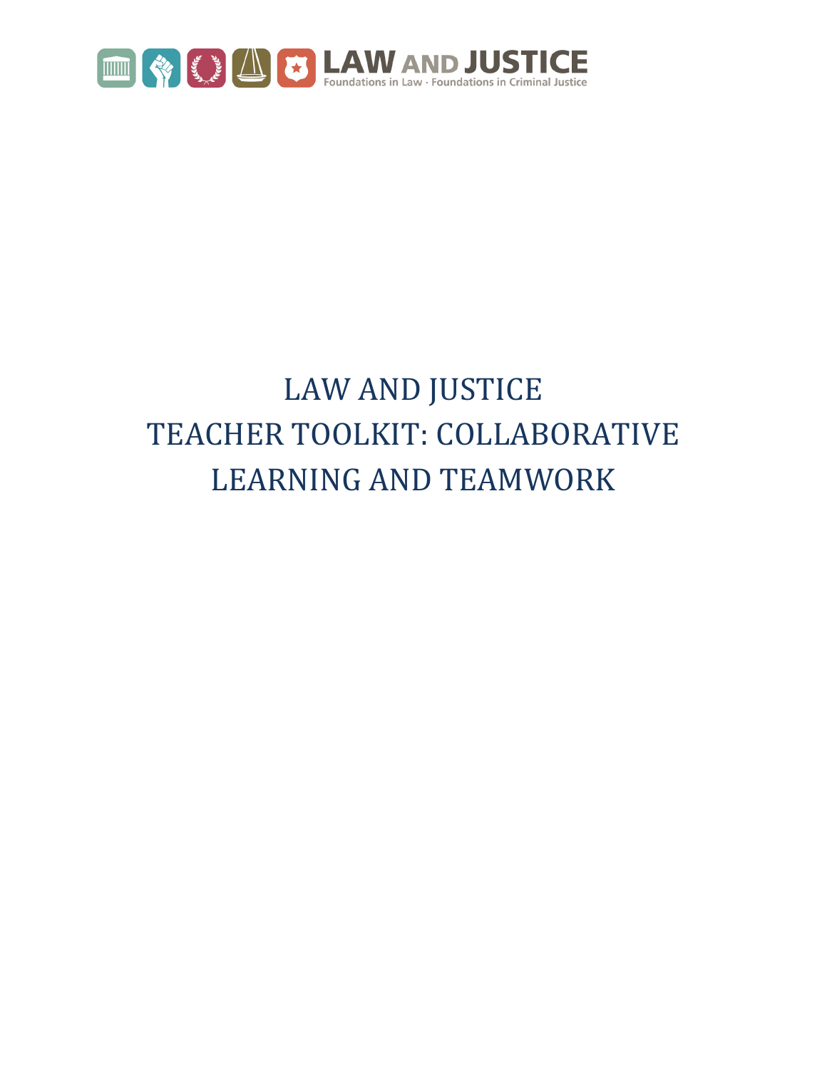LAW AND JUSTICE
Foundations in Law · Foundations in Criminal Justice

# LAW AND JUSTICE TEACHER TOOLKIT: COLLABORATIVE LEARNING AND TEAMWORK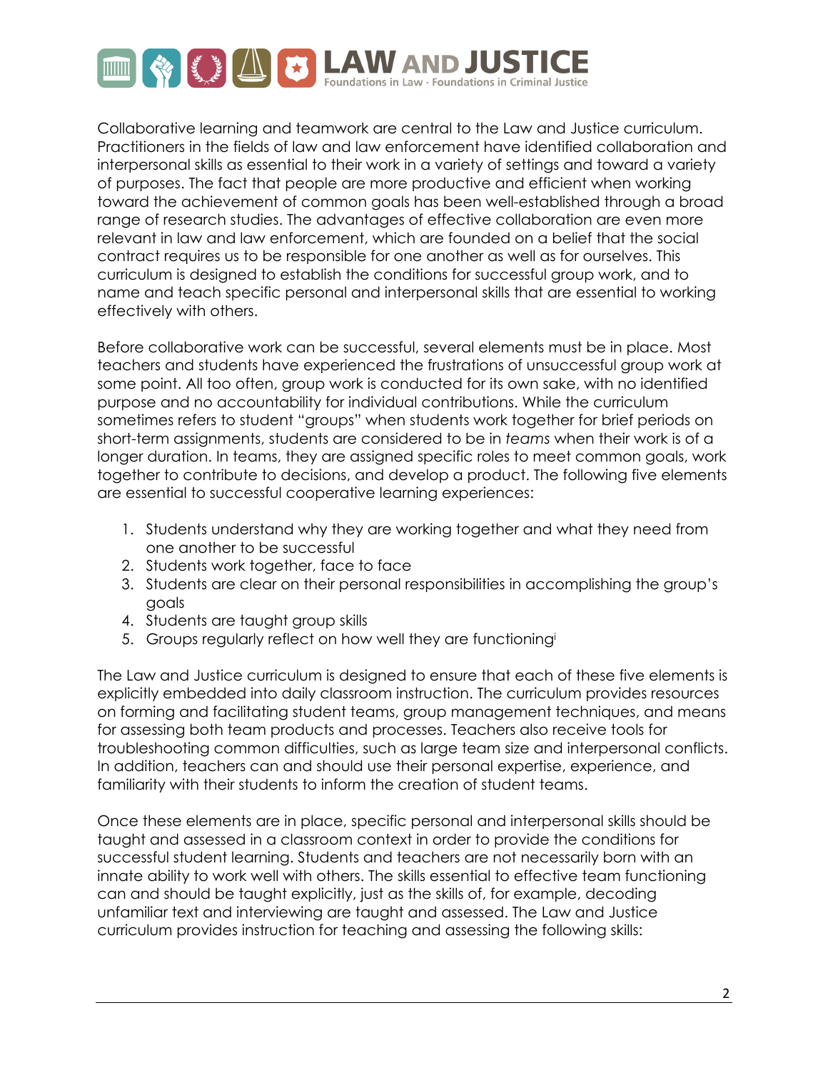Collaborative learning and teamwork are central to the Law and Justice curriculum. Practitioners in the fields of law and law enforcement have identified collaboration and interpersonal skills as essential to their work in a variety of settings and toward a variety of purposes. The fact that people are more productive and efficient when working toward the achievement of common goals has been well-established through a broad range of research studies. The advantages of effective collaboration are even more relevant in law and law enforcement, which are founded on a belief that the social contract requires us to be responsible for one another as well as for ourselves. This curriculum is designed to establish the conditions for successful group work, and to name and teach specific personal and interpersonal skills that are essential to working effectively with others.

Before collaborative work can be successful, several elements must be in place. Most teachers and students have experienced the frustrations of unsuccessful group work at some point. All too often, group work is conducted for its own sake, with no identified purpose and no accountability for individual contributions. While the curriculum sometimes refers to student "groups" when students work together for brief periods on short-term assignments, students are considered to be in *teams* when their work is of a longer duration. In teams, they are assigned specific roles to meet common goals, work together to contribute to decisions, and develop a product. The following five elements are essential to successful cooperative learning experiences:

1. Students understand why they are working together and what they need from one another to be successful
2. Students work together, face to face
3. Students are clear on their personal responsibilities in accomplishing the group's goals
4. Students are taught group skills
5. Groups regularly reflect on how well they are functioning[i]

The Law and Justice curriculum is designed to ensure that each of these five elements is explicitly embedded into daily classroom instruction. The curriculum provides resources on forming and facilitating student teams, group management techniques, and means for assessing both team products and processes. Teachers also receive tools for troubleshooting common difficulties, such as large team size and interpersonal conflicts. In addition, teachers can and should use their personal expertise, experience, and familiarity with their students to inform the creation of student teams.

Once these elements are in place, specific personal and interpersonal skills should be taught and assessed in a classroom context in order to provide the conditions for successful student learning. Students and teachers are not necessarily born with an innate ability to work well with others. The skills essential to effective team functioning can and should be taught explicitly, just as the skills of, for example, decoding unfamiliar text and interviewing are taught and assessed. The Law and Justice curriculum provides instruction for teaching and assessing the following skills: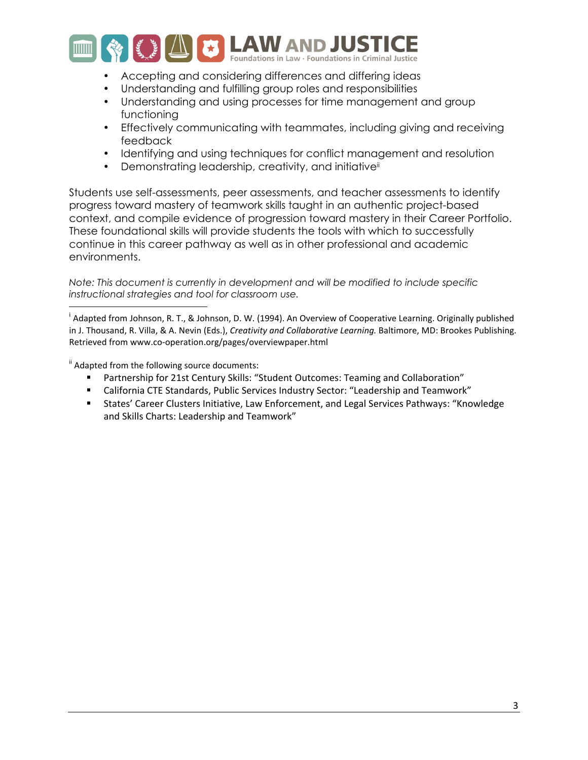- Accepting and considering differences and differing ideas
- Understanding and fulfilling group roles and responsibilities
- Understanding and using processes for time management and group functioning
- Effectively communicating with teammates, including giving and receiving feedback
- Identifying and using techniques for conflict management and resolution
- Demonstrating leadership, creativity, and initiative[ii]

Students use self-assessments, peer assessments, and teacher assessments to identify progress toward mastery of teamwork skills taught in an authentic project-based context, and compile evidence of progression toward mastery in their Career Portfolio. These foundational skills will provide students the tools with which to successfully continue in this career pathway as well as in other professional and academic environments.

*Note: This document is currently in development and will be modified to include specific instructional strategies and tool for classroom use.*

---

[i] Adapted from Johnson, R. T., & Johnson, D. W. (1994). An Overview of Cooperative Learning. Originally published in J. Thousand, R. Villa, & A. Nevin (Eds.), *Creativity and Collaborative Learning.* Baltimore, MD: Brookes Publishing. Retrieved from www.co-operation.org/pages/overviewpaper.html

[ii] Adapted from the following source documents:

- Partnership for 21st Century Skills: "Student Outcomes: Teaming and Collaboration"
- California CTE Standards, Public Services Industry Sector: "Leadership and Teamwork"
- States' Career Clusters Initiative, Law Enforcement, and Legal Services Pathways: "Knowledge and Skills Charts: Leadership and Teamwork"